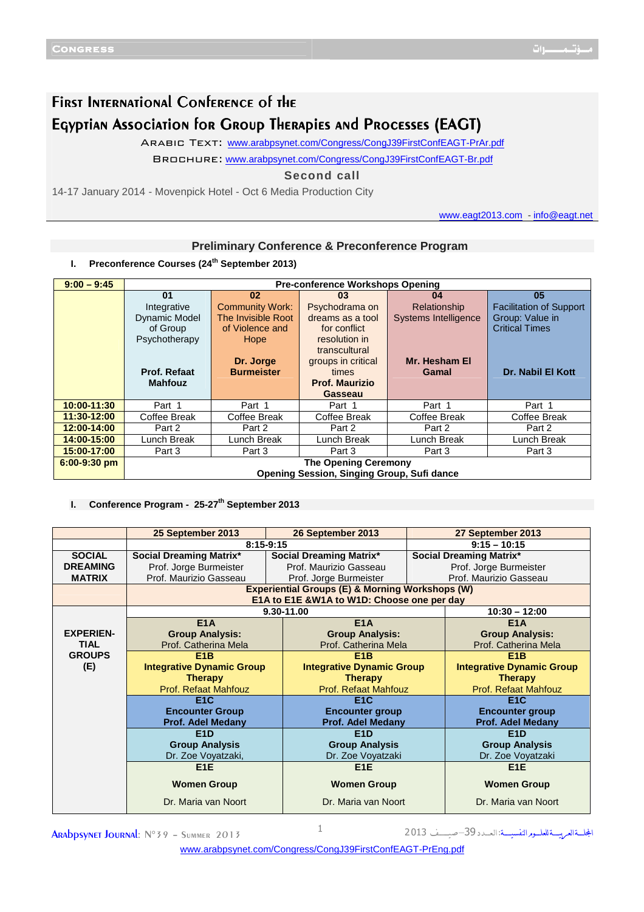# First International Conference of the Egyptian Association for Group Therapies and Processes (EAGT)

Arabic Text: www.arabpsynet.com/Congress/CongJ39FirstConfEAGT-PrAr.pdf

Brochure: www.arabpsynet.com/Congress/CongJ39FirstConfEAGT-Br.pdf

**Second call**

14-17 January 2014 - Movenpick Hotel - Oct 6 Media Production City

www.eagt2013.com - info@eagt.net

## Preliminary Conference & Preconference Program

### I. Preconference Courses (24th September 2013)

| 9:00 – 9:45 | Pre-conference Workshops Opening | | | | |
|---|---|---|---|---|---|
| | 01 Integrative Dynamic Model of Group Psychotherapy **Prof. Refaat Mahfouz** | 02 Community Work: The Invisible Root of Violence and Hope **Dr. Jorge Burmeister** | 03 Psychodrama on dreams as a tool for conflict resolution in transcultural groups in critical times **Prof. Maurizio Gasseau** | 04 Relationship Systems Intelligence **Mr. Hesham El Gamal** | 05 Facilitation of Support Group: Value in Critical Times **Dr. Nabil El Kott** |
| **10:00-11:30** | Part 1 | Part 1 | Part 1 | Part 1 | Part 1 |
| **11:30-12:00** | Coffee Break | Coffee Break | Coffee Break | Coffee Break | Coffee Break |
| **12:00-14:00** | Part 2 | Part 2 | Part 2 | Part 2 | Part 2 |
| **14:00-15:00** | Lunch Break | Lunch Break | Lunch Break | Lunch Break | Lunch Break |
| **15:00-17:00** | Part 3 | Part 3 | Part 3 | Part 3 | Part 3 |
| **6:00-9:30 pm** | **The Opening Ceremony Opening Session, Singing Group, Sufi dance** | | | | |

### I. Conference Program - 25-27th September 2013

| | 25 September 2013 | 26 September 2013 | 27 September 2013 |
|---|---|---|---|
| | 8:15-9:15 | | 9:15 – 10:15 |
| **SOCIAL DREAMING MATRIX** | **Social Dreaming Matrix*** Prof. Jorge Burmeister Prof. Maurizio Gasseau | **Social Dreaming Matrix*** Prof. Maurizio Gasseau Prof. Jorge Burmeister | **Social Dreaming Matrix*** Prof. Jorge Burmeister Prof. Maurizio Gasseau |
| | **Experiential Groups (E) & Morning Workshops (W) E1A to E1E &W1A to W1D: Choose one per day** | | |
| **EXPERIENTIAL GROUPS (E)** | 9.30-11.00 | | 10:30 – 12:00 |
| | **E1A Group Analysis:** Prof. Catherina Mela | **E1A Group Analysis:** Prof. Catherina Mela | **E1A Group Analysis:** Prof. Catherina Mela |
| | **E1B Integrative Dynamic Group Therapy** Prof. Refaat Mahfouz | **E1B Integrative Dynamic Group Therapy** Prof. Refaat Mahfouz | **E1B Integrative Dynamic Group Therapy** Prof. Refaat Mahfouz |
| | **E1C Encounter Group Prof. Adel Medany** | **E1C Encounter group Prof. Adel Medany** | **E1C Encounter group Prof. Adel Medany** |
| | **E1D Group Analysis** Dr. Zoe Voyatzaki, | **E1D Group Analysis** Dr. Zoe Voyatzaki | **E1D Group Analysis** Dr. Zoe Voyatzaki |
| | **E1E Women Group** Dr. Maria van Noort | **E1E Women Group** Dr. Maria van Noort | **E1E Women Group** Dr. Maria van Noort |

www.arabpsynet.com/Congress/CongJ39FirstConfEAGT-PrEng.pdf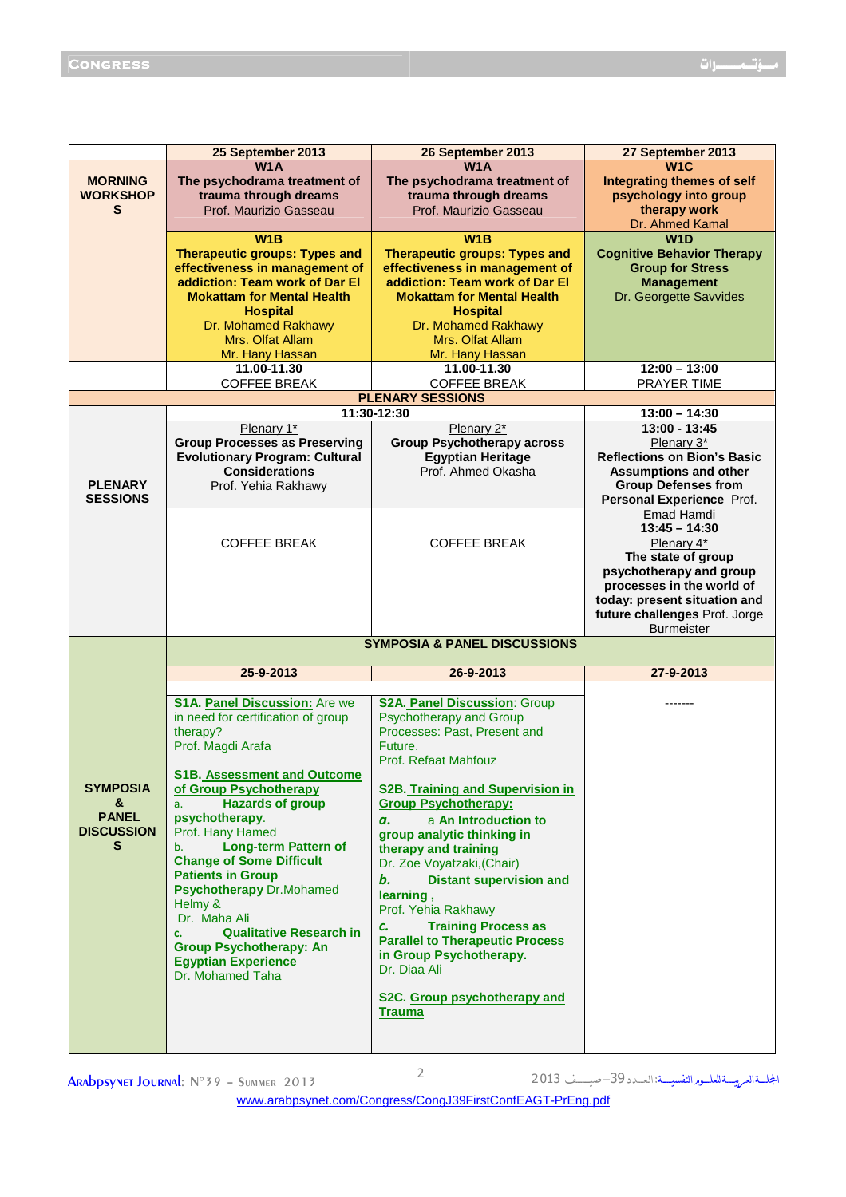| | 25 September 2013 | 26 September 2013 | 27 September 2013 |
|---|---|---|---|
| **MORNING WORKSHOPS** | **W1A** **The psychodrama treatment of trauma through dreams** Prof. Maurizio Gasseau | **W1A** **The psychodrama treatment of trauma through dreams** Prof. Maurizio Gasseau | **W1C** **Integrating thems of self psychology into group therapy work** Dr. Ahmed Kamal |
| | **W1B** **Therapeutic groups: Types and effectiveness in management of addiction: Team work of Dar El Mokattam for Mental Health Hospital** Dr. Mohamed Rakhawy Mrs. Olfat Allam Mr. Hany Hassan | **W1B** **Therapeutic groups: Types and effectiveness in management of addiction: Team work of Dar El Mokattam for Mental Health Hospital** Dr. Mohamed Rakhawy Mrs. Olfat Allam Mr. Hany Hassan | **W1D** **Cognitive Behavior Therapy Group for Stress Management** Dr. Georgette Savvides |
| | **11.00-11.30** COFFEE BREAK | **11.00-11.30** COFFEE BREAK | **12:00 – 13:00** PRAYER TIME |
| **PLENARY SESSIONS** | | | |
| | **11:30-12:30** | | **13:00 – 14:30** |
| **PLENARY SESSIONS** | Plenary 1* **Group Processes as Preserving Evolutionary Program: Cultural Considerations** Prof. Yehia Rakhawy | Plenary 2* **Group Psychotherapy across Egyptian Heritage** Prof. Ahmed Okasha | **13:00 - 13:45** Plenary 3* **Reflections on Bion's Basic Assumptions and other Group Defenses from Personal Experience** Prof. Emad Hamdi **13:45 – 14:30** Plenary 4* **The state of group psychotherapy and group processes in the world of today: present situation and future challenges** Prof. Jorge Burmeister |
| | COFFEE BREAK | COFFEE BREAK | |
| | **SYMPOSIA & PANEL DISCUSSIONS** | | |
| | **25-9-2013** | **26-9-2013** | **27-9-2013** |
| **SYMPOSIA & PANEL DISCUSSIONS** | **S1A. Panel Discussion:** Are we in need for certification of group therapy? Prof. Magdi Arafa<br><br>**S1B. Assessment and Outcome of Group Psychotherapy**<br>a. **Hazards of group psychotherapy**. Prof. Hany Hamed<br>b. **Long-term Pattern of Change of Some Difficult Patients in Group Psychotherapy** Dr.Mohamed Helmy & Dr. Maha Ali<br>c. **Qualitative Research in Group Psychotherapy: An Egyptian Experience** Dr. Mohamed Taha | **S2A. Panel Discussion**: Group Psychotherapy and Group Processes: Past, Present and Future. Prof. Refaat Mahfouz<br><br>**S2B. Training and Supervision in Group Psychotherapy:**<br>*a.* a **An Introduction to group analytic thinking in therapy and training** Dr. Zoe Voyatzaki,(Chair)<br>*b.* **Distant supervision and learning ,** Prof. Yehia Rakhawy<br>*c.* **Training Process as Parallel to Therapeutic Process in Group Psychotherapy.** Dr. Diaa Ali<br><br>**S2C. Group psychotherapy and Trauma** | ------- |

www.arabpsynet.com/Congress/CongJ39FirstConfEAGT-PrEng.pdf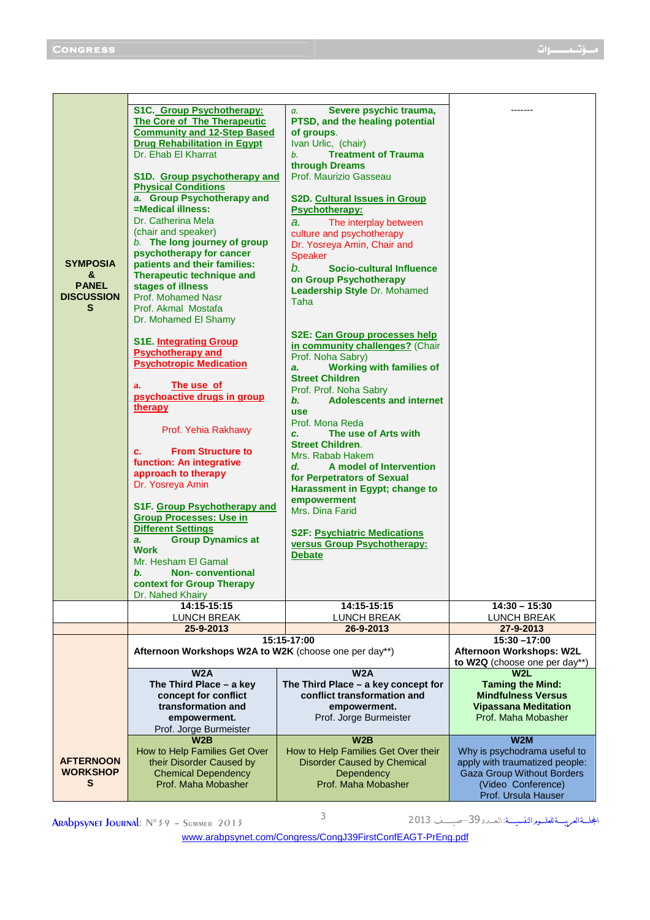| | | | |
|---|---|---|---|
| **SYMPOSIA & PANEL DISCUSSIONS** | **S1C. Group Psychotherapy: The Core of The Therapeutic Community and 12-Step Based Drug Rehabilitation in Egypt** Dr. Ehab El Kharrat<br><br>**S1D. Group psychotherapy and Physical Conditions**<br>*a.* **Group Psychotherapy and =Medical illness:** Dr. Catherina Mela (chair and speaker)<br>*b.* **The long journey of group psychotherapy for cancer patients and their families: Therapeutic technique and stages of illness** Prof. Mohamed Nasr, Prof. Akmal Mostafa, Dr. Mohamed El Shamy<br><br>**S1E. Integrating Group Psychotherapy and Psychotropic Medication**<br>**a.** **The use of psychoactive drugs in group therapy** Prof. Yehia Rakhawy<br>**c.** **From Structure to function: An integrative approach to therapy** Dr. Yosreya Amin<br><br>**S1F. Group Psychotherapy and Group Processes: Use in Different Settings**<br>**a.** **Group Dynamics at Work** Mr. Hesham El Gamal<br>**b.** **Non- conventional context for Group Therapy** Dr. Nahed Khairy | *a.* **Severe psychic trauma, PTSD, and the healing potential of groups.** Ivan Urlic, (chair)<br>*b.* **Treatment of Trauma through Dreams** Prof. Maurizio Gasseau<br><br>**S2D. Cultural Issues in Group Psychotherapy:**<br>*a.* The interplay between culture and psychotherapy Dr. Yosreya Amin, Chair and Speaker<br>*b.* **Socio-cultural Influence on Group Psychotherapy Leadership Style** Dr. Mohamed Taha<br><br>**S2E: Can Group processes help in community challenges?** (Chair Prof. Noha Sabry)<br>**a.** **Working with families of Street Children** Prof. Prof. Noha Sabry<br>**b.** **Adolescents and internet use** Prof. Mona Reda<br>**c.** **The use of Arts with Street Children.** Mrs. Rabab Hakem<br>**d.** **A model of Intervention for Perpetrators of Sexual Harassment in Egypt; change to empowerment** Mrs. Dina Farid<br><br>**S2F: Psychiatric Medications versus Group Psychotherapy: Debate** | ------- |
| | **14:15-15:15** LUNCH BREAK | **14:15-15:15** LUNCH BREAK | **14:30 – 15:30** LUNCH BREAK |
| | **25-9-2013** | **26-9-2013** | **27-9-2013** |
| **AFTERNOON WORKSHOPS** | **15:15-17:00** **Afternoon Workshops W2A to W2K** (choose one per day**) | | **15:30 –17:00** **Afternoon Workshops: W2L to W2Q** (choose one per day**) |
| | **W2A** **The Third Place – a key concept for conflict transformation and empowerment.** Prof. Jorge Burmeister | **W2A** **The Third Place – a key concept for conflict transformation and empowerment.** Prof. Jorge Burmeister | **W2L** **Taming the Mind: Mindfulness Versus Vipassana Meditation** Prof. Maha Mobasher |
| | **W2B** How to Help Families Get Over their Disorder Caused by Chemical Dependency Prof. Maha Mobasher | **W2B** How to Help Families Get Over their Disorder Caused by Chemical Dependency Prof. Maha Mobasher | **W2M** Why is psychodrama useful to apply with traumatized people: Gaza Group Without Borders (Video Conference) Prof. Ursula Hauser |

www.arabpsynet.com/Congress/CongJ39FirstConfEAGT-PrEng.pdf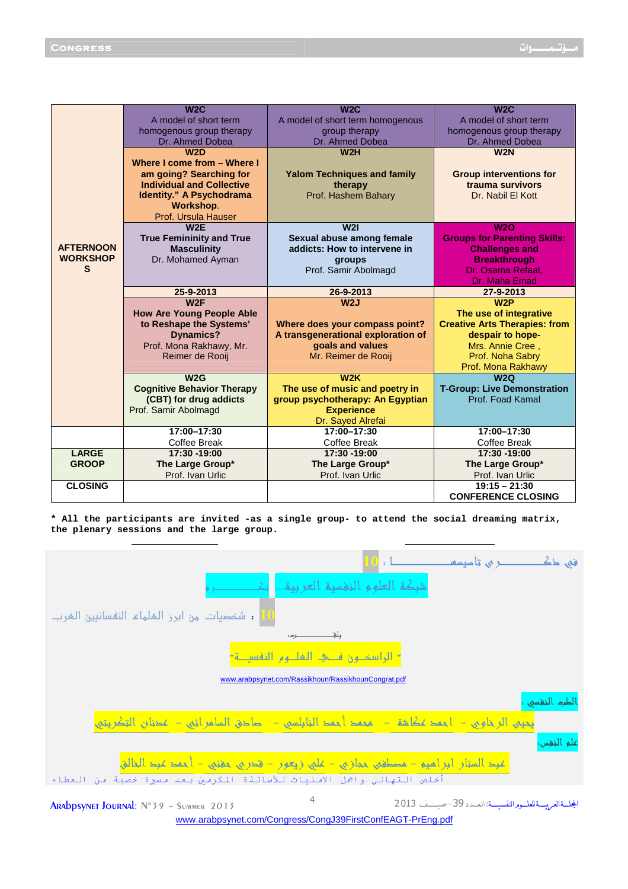| | | | |
|---|---|---|---|
| AFTERNOON WORKSHOPS | **W2C** A model of short term homogenous group therapy Dr. Ahmed Dobea | **W2C** A model of short term homogenous group therapy Dr. Ahmed Dobea | **W2C** A model of short term homogenous group therapy Dr. Ahmed Dobea |
| | **W2D** **Where I come from – Where I am going? Searching for Individual and Collective Identity." A Psychodrama Workshop**. Prof. Ursula Hauser | **W2H** **Yalom Techniques and family therapy** Prof. Hashem Bahary | **W2N** **Group interventions for trauma survivors** Dr. Nabil El Kott |
| | **W2E** **True Femininity and True Masculinity** Dr. Mohamed Ayman | **W2I** **Sexual abuse among female addicts: How to intervene in groups** Prof. Samir Abolmagd | **W2O** **Groups for Parenting Skills: Challenges and Breakthrough** Dr. Osama Refaat, Dr. Maha Emad |
| | **25-9-2013** | **26-9-2013** | **27-9-2013** |
| | **W2F** **How Are Young People Able to Reshape the Systems' Dynamics?** Prof. Mona Rakhawy, Mr. Reimer de Rooij | **W2J** **Where does your compass point? A transgenerational exploration of goals and values** Mr. Reimer de Rooij | **W2P** **The use of integrative Creative Arts Therapies: from despair to hope-** Mrs. Annie Cree , Prof. Noha Sabry Prof. Mona Rakhawy |
| | **W2G** **Cognitive Behavior Therapy (CBT) for drug addicts** Prof. Samir Abolmagd | **W2K** **The use of music and poetry in group psychotherapy: An Egyptian Experience** Dr. Sayed Alrefai | **W2Q** **T-Group: Live Demonstration** Prof. Foad Kamal |
| | **17:00–17:30** Coffee Break | **17:00–17:30** Coffee Break | **17:00–17:30** Coffee Break |
| **LARGE GROOP** | **17:30 -19:00** **The Large Group*** Prof. Ivan Urlic | **17:30 -19:00** **The Large Group*** Prof. Ivan Urlic | **17:30 -19:00** **The Large Group*** Prof. Ivan Urlic |
| **CLOSING** | | | **19:15 – 21:30** **CONFERENCE CLOSING** |

**\* All the participants are invited -as a single group- to attend the social dreaming matrix, the plenary sessions and the large group.**

في ذكـــــــــرى تأسيســـــــــــــا : 10

شبكة العلوم النفسية العربية... نكــــــــــرم

شخصيــات من ابرز العلماء النفسانيين العرب : 10

بلقـــــــــــب:

" الراسخـــون فـــي العلـــوم النفسيـــة"

www.arabpsynet.com/Rassikhoun/RassikhounCongrat.pdf

الطب النفسي :

يحيى الرخاوي – احمد عكاشة – محمد أحمد النابلسي – صادق السامرائي – عدنان التكريتي

علم النفس:

عبد الستار ابراهيم – مصطفى حجازي – علي زيعور – قدري حفني – أحمد عبد الخالق

أخلص التهاني و اجمل الامنيات للأساتذة المكرمين بعد مسيرة خصبة من العطاء

www.arabpsynet.com/Congress/CongJ39FirstConfEAGT-PrEng.pdf